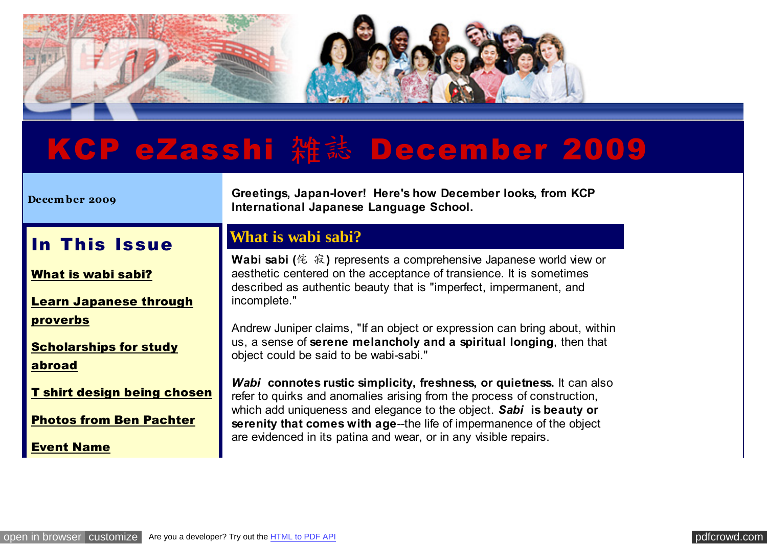# KCP eZasshi 雑誌 December 2009

December 2009

## In This Issue

**What is wabi sabi?**

**Learn Japanese through proverbs**

**Scholarships for study abroad**

**T shirt design being chosen**

**Photos from Ben Pachter**

**Event Name**

**Greetings, Japan-lover! Here's how December looks, from KCP International Japanese Language School.**

## What is wabi sabi?

**Wabi sabi (侘 寂)** represents a comprehensive Japanese world view or aesthetic centered on the acceptance of transience. It is sometimes described as authentic beauty that is "imperfect, impermanent, and incomplete."

Andrew Juniper claims, "If an object or expression can bring about, within us, a sense of **serene melancholy and a spiritual longing**, then that object could be said to be wabi-sabi."

***Wabi*** **connotes rustic simplicity, freshness, or quietness.** It can also refer to quirks and anomalies arising from the process of construction, which add uniqueness and elegance to the object. ***Sabi*** **is beauty or serenity that comes with age**--the life of impermanence of the object are evidenced in its patina and wear, or in any visible repairs.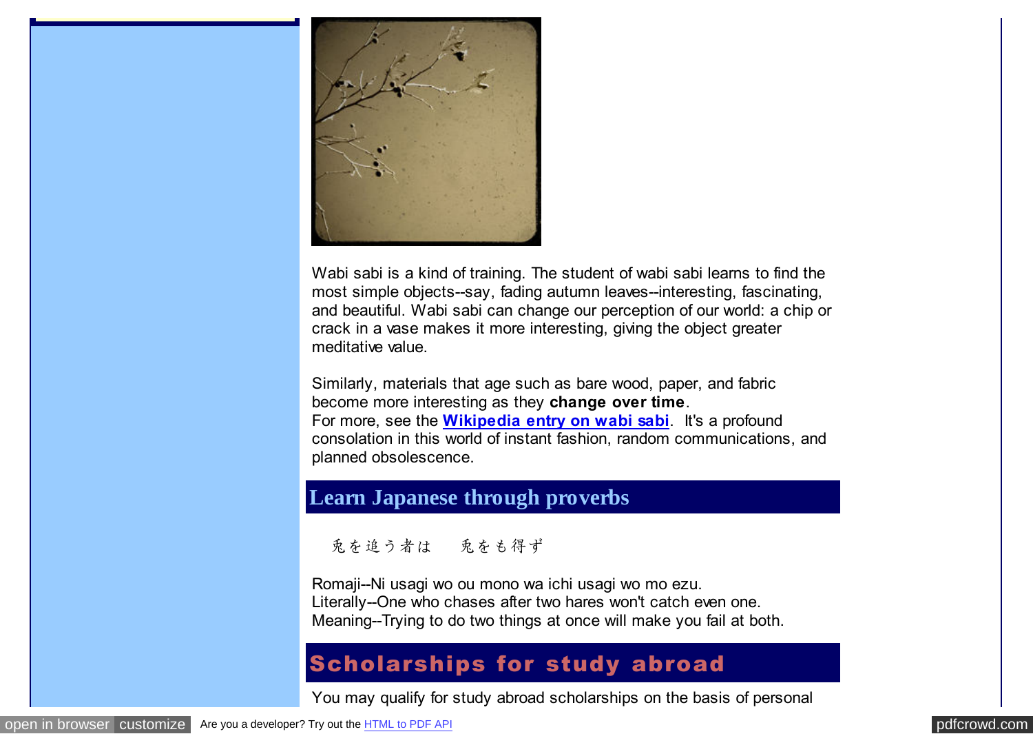Wabi sabi is a kind of training. The student of wabi sabi learns to find the most simple objects--say, fading autumn leaves--interesting, fascinating, and beautiful. Wabi sabi can change our perception of our world: a chip or crack in a vase makes it more interesting, giving the object greater meditative value.

Similarly, materials that age such as bare wood, paper, and fabric become more interesting as they **change over time**.
For more, see the **Wikipedia entry on wabi sabi**. It's a profound consolation in this world of instant fashion, random communications, and planned obsolescence.

## Learn Japanese through proverbs

兎を追う者は　兎をも得ず

Romaji--Ni usagi wo ou mono wa ichi usagi wo mo ezu.
Literally--One who chases after two hares won't catch even one.
Meaning--Trying to do two things at once will make you fail at both.

## Scholarships for study abroad

You may qualify for study abroad scholarships on the basis of personal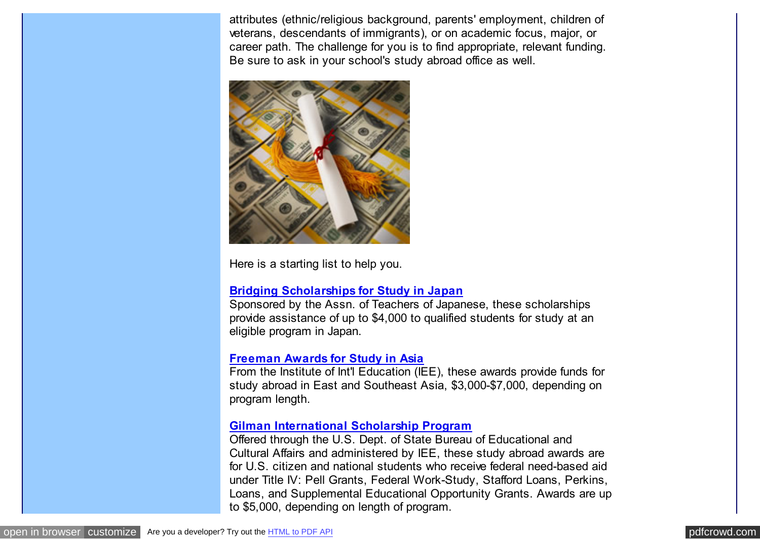attributes (ethnic/religious background, parents' employment, children of veterans, descendants of immigrants), or on academic focus, major, or career path. The challenge for you is to find appropriate, relevant funding. Be sure to ask in your school's study abroad office as well.

Here is a starting list to help you.

**Bridging Scholarships for Study in Japan**
Sponsored by the Assn. of Teachers of Japanese, these scholarships provide assistance of up to $4,000 to qualified students for study at an eligible program in Japan.

**Freeman Awards for Study in Asia**
From the Institute of Int'l Education (IEE), these awards provide funds for study abroad in East and Southeast Asia, $3,000-$7,000, depending on program length.

**Gilman International Scholarship Program**
Offered through the U.S. Dept. of State Bureau of Educational and Cultural Affairs and administered by IEE, these study abroad awards are for U.S. citizen and national students who receive federal need-based aid under Title IV: Pell Grants, Federal Work-Study, Stafford Loans, Perkins, Loans, and Supplemental Educational Opportunity Grants. Awards are up to $5,000, depending on length of program.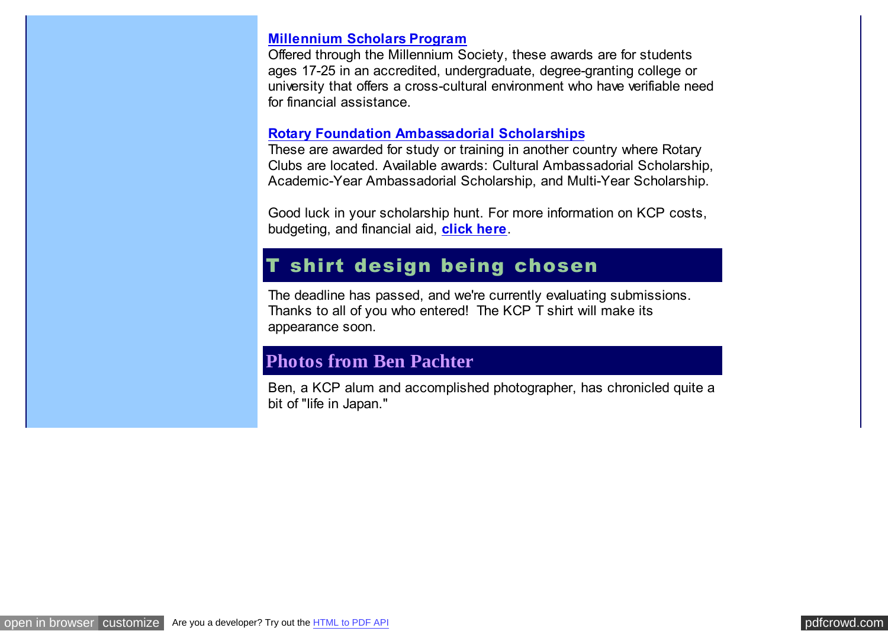**Millennium Scholars Program**
Offered through the Millennium Society, these awards are for students ages 17-25 in an accredited, undergraduate, degree-granting college or university that offers a cross-cultural environment who have verifiable need for financial assistance.

**Rotary Foundation Ambassadorial Scholarships**
These are awarded for study or training in another country where Rotary Clubs are located. Available awards: Cultural Ambassadorial Scholarship, Academic-Year Ambassadorial Scholarship, and Multi-Year Scholarship.

Good luck in your scholarship hunt. For more information on KCP costs, budgeting, and financial aid, **click here**.

## T shirt design being chosen

The deadline has passed, and we're currently evaluating submissions. Thanks to all of you who entered! The KCP T shirt will make its appearance soon.

## Photos from Ben Pachter

Ben, a KCP alum and accomplished photographer, has chronicled quite a bit of "life in Japan."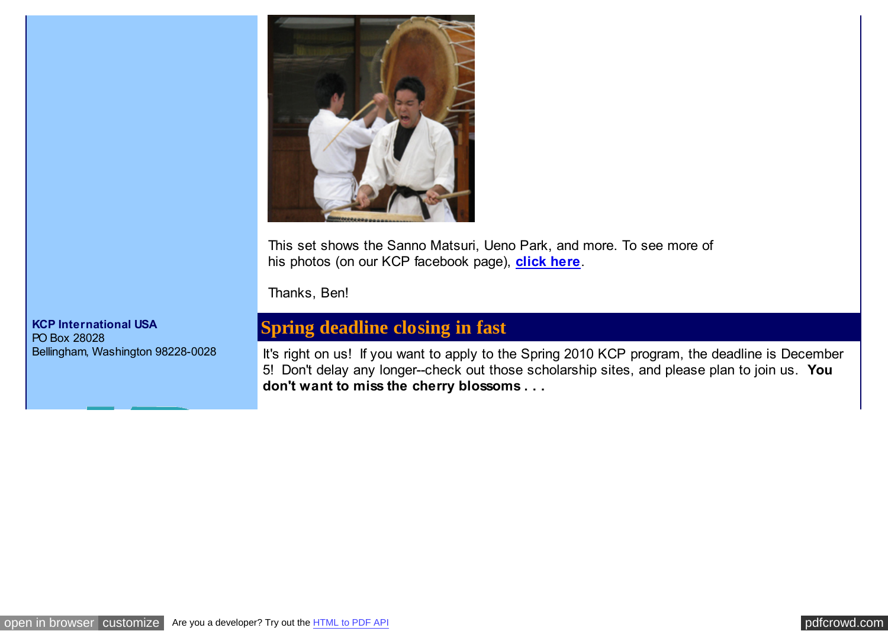This set shows the Sanno Matsuri, Ueno Park, and more. To see more of his photos (on our KCP facebook page), **click here**.

Thanks, Ben!

**KCP International USA**
PO Box 28028
Bellingham, Washington 98228-0028

## Spring deadline closing in fast

It's right on us! If you want to apply to the Spring 2010 KCP program, the deadline is December 5! Don't delay any longer--check out those scholarship sites, and please plan to join us. **You don't want to miss the cherry blossoms . . .**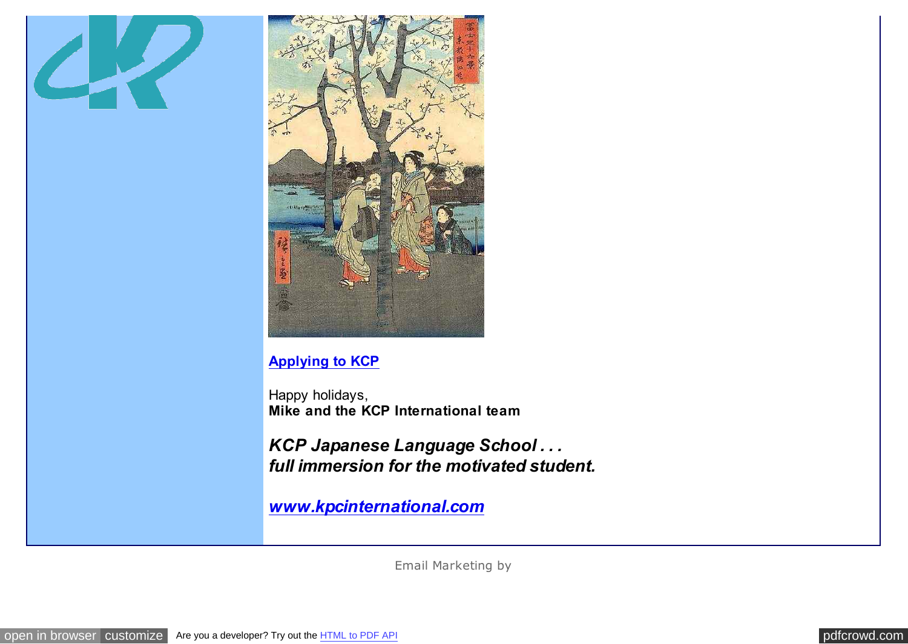**[Applying to KCP]**

Happy holidays,
**Mike and the KCP International team**

***KCP Japanese Language School . . .***
***full immersion for the motivated student.***

***[www.kpcinternational.com]***

Email Marketing by